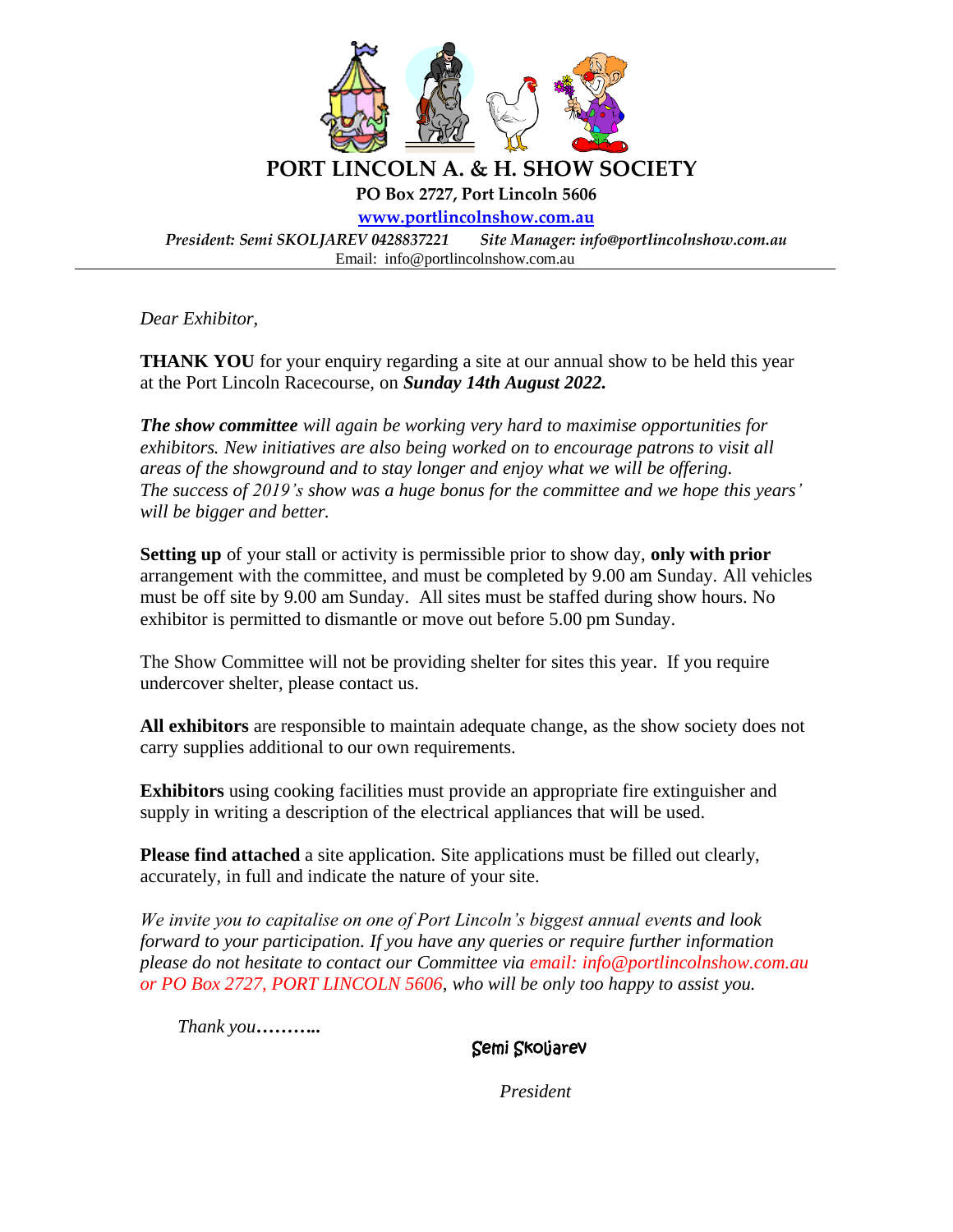# PORT LINCOLN A. & H. SHOW SOCIETY

**PO Box 2727, Port Lincoln 5606**

**www.portlincolnshow.com.au**

*President: Semi SKOLJAREV 0428837221 Site Manager: info@portlincolnshow.com.au*

Email: info@portlincolnshow.com.au

---

*Dear Exhibitor,*

**THANK YOU** for your enquiry regarding a site at our annual show to be held this year at the Port Lincoln Racecourse, on ***Sunday 14th August 2022.***

***The show committee*** *will again be working very hard to maximise opportunities for exhibitors. New initiatives are also being worked on to encourage patrons to visit all areas of the showground and to stay longer and enjoy what we will be offering. The success of 2019's show was a huge bonus for the committee and we hope this years' will be bigger and better.*

**Setting up** of your stall or activity is permissible prior to show day, **only with prior** arrangement with the committee, and must be completed by 9.00 am Sunday. All vehicles must be off site by 9.00 am Sunday. All sites must be staffed during show hours. No exhibitor is permitted to dismantle or move out before 5.00 pm Sunday.

The Show Committee will not be providing shelter for sites this year. If you require undercover shelter, please contact us.

**All exhibitors** are responsible to maintain adequate change, as the show society does not carry supplies additional to our own requirements.

**Exhibitors** using cooking facilities must provide an appropriate fire extinguisher and supply in writing a description of the electrical appliances that will be used.

**Please find attached** a site application. Site applications must be filled out clearly, accurately, in full and indicate the nature of your site.

*We invite you to capitalise on one of Port Lincoln's biggest annual events and look forward to your participation. If you have any queries or require further information please do not hesitate to contact our Committee via email: info@portlincolnshow.com.au or PO Box 2727, PORT LINCOLN 5606, who will be only too happy to assist you.*

*Thank you……….*

Semi Skoljarev

*President*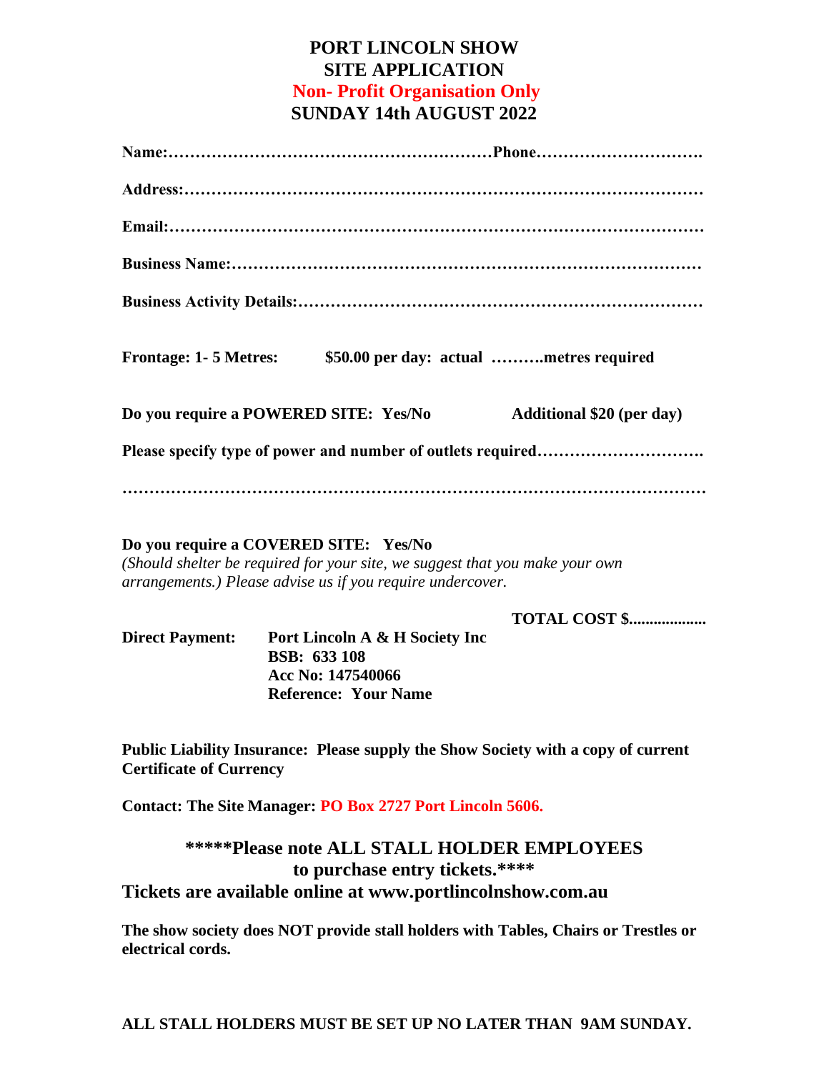# PORT LINCOLN SHOW
# SITE APPLICATION
## Non- Profit Organisation Only
## SUNDAY 14th AUGUST 2022

**Name:……………………………………………………Phone………………………….**

**Address:…………………………………………………………………………………**

**Email:……………………………………………………………………………………**

**Business Name:…………………………………………………………………………**

**Business Activity Details:………………………………………………………………**

**Frontage: 1- 5 Metres: $50.00 per day: actual ……….metres required**

**Do you require a POWERED SITE: Yes/No Additional $20 (per day)**

**Please specify type of power and number of outlets required………………………….**

**…………………………………………………………………………………………**

**Do you require a COVERED SITE: Yes/No**
*(Should shelter be required for your site, we suggest that you make your own arrangements.) Please advise us if you require undercover.*

**TOTAL COST $..................**

**Direct Payment:** **Port Lincoln A & H Society Inc**
**BSB: 633 108**
**Acc No: 147540066**
**Reference: Your Name**

**Public Liability Insurance: Please supply the Show Society with a copy of current Certificate of Currency**

**Contact: The Site Manager: PO Box 2727 Port Lincoln 5606.**

### *****Please note ALL STALL HOLDER EMPLOYEES to purchase entry tickets.****

### Tickets are available online at www.portlincolnshow.com.au

**The show society does NOT provide stall holders with Tables, Chairs or Trestles or electrical cords.**

**ALL STALL HOLDERS MUST BE SET UP NO LATER THAN 9AM SUNDAY.**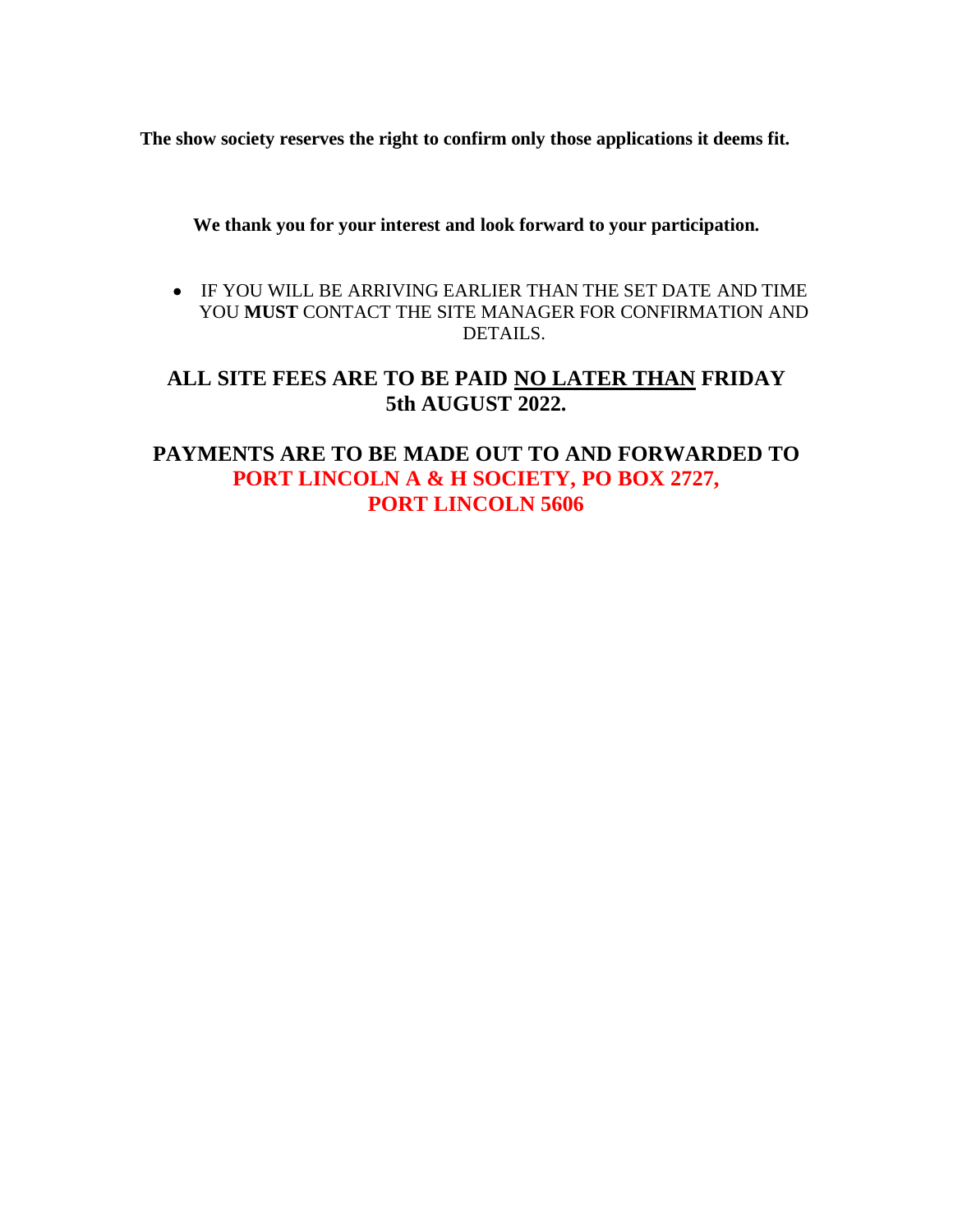**The show society reserves the right to confirm only those applications it deems fit.**

**We thank you for your interest and look forward to your participation.**

- IF YOU WILL BE ARRIVING EARLIER THAN THE SET DATE AND TIME YOU **MUST** CONTACT THE SITE MANAGER FOR CONFIRMATION AND DETAILS.

**ALL SITE FEES ARE TO BE PAID NO LATER THAN FRIDAY 5th AUGUST 2022.**

**PAYMENTS ARE TO BE MADE OUT TO AND FORWARDED TO PORT LINCOLN A & H SOCIETY, PO BOX 2727, PORT LINCOLN 5606**